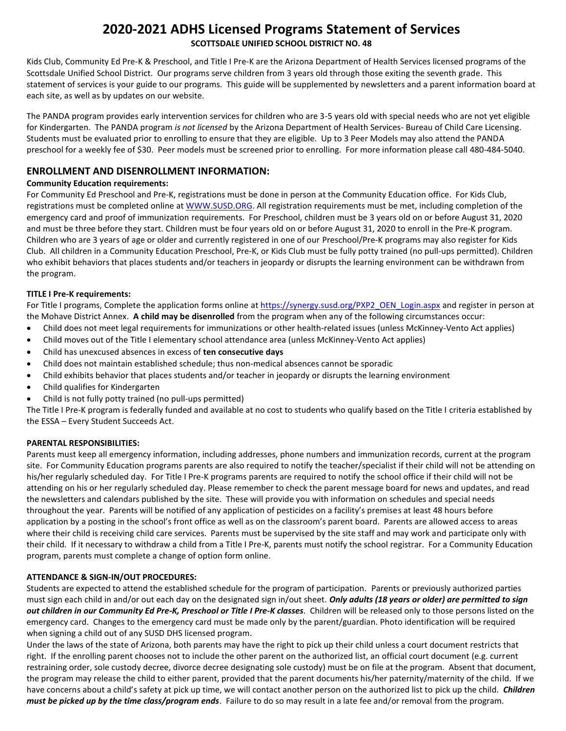# 2020-2021 ADHS Licensed Programs Statement of Services

**SCOTTSDALE UNIFIED SCHOOL DISTRICT NO. 48**

Kids Club, Community Ed Pre-K & Preschool, and Title I Pre-K are the Arizona Department of Health Services licensed programs of the Scottsdale Unified School District. Our programs serve children from 3 years old through those exiting the seventh grade. This statement of services is your guide to our programs. This guide will be supplemented by newsletters and a parent information board at each site, as well as by updates on our website.

The PANDA program provides early intervention services for children who are 3-5 years old with special needs who are not yet eligible for Kindergarten. The PANDA program *is not licensed* by the Arizona Department of Health Services- Bureau of Child Care Licensing. Students must be evaluated prior to enrolling to ensure that they are eligible. Up to 3 Peer Models may also attend the PANDA preschool for a weekly fee of $30. Peer models must be screened prior to enrolling. For more information please call 480-484-5040.

## ENROLLMENT AND DISENROLLMENT INFORMATION:

**Community Education requirements:**

For Community Ed Preschool and Pre-K, registrations must be done in person at the Community Education office. For Kids Club, registrations must be completed online at WWW.SUSD.ORG. All registration requirements must be met, including completion of the emergency card and proof of immunization requirements. For Preschool, children must be 3 years old on or before August 31, 2020 and must be three before they start. Children must be four years old on or before August 31, 2020 to enroll in the Pre-K program. Children who are 3 years of age or older and currently registered in one of our Preschool/Pre-K programs may also register for Kids Club. All children in a Community Education Preschool, Pre-K, or Kids Club must be fully potty trained (no pull-ups permitted). Children who exhibit behaviors that places students and/or teachers in jeopardy or disrupts the learning environment can be withdrawn from the program.

**TITLE I Pre-K requirements:**

For Title I programs, Complete the application forms online at https://synergy.susd.org/PXP2_OEN_Login.aspx and register in person at the Mohave District Annex. **A child may be disenrolled** from the program when any of the following circumstances occur:

- Child does not meet legal requirements for immunizations or other health-related issues (unless McKinney-Vento Act applies)
- Child moves out of the Title I elementary school attendance area (unless McKinney-Vento Act applies)
- Child has unexcused absences in excess of **ten consecutive days**
- Child does not maintain established schedule; thus non-medical absences cannot be sporadic
- Child exhibits behavior that places students and/or teacher in jeopardy or disrupts the learning environment
- Child qualifies for Kindergarten
- Child is not fully potty trained (no pull-ups permitted)

The Title I Pre-K program is federally funded and available at no cost to students who qualify based on the Title I criteria established by the ESSA – Every Student Succeeds Act.

**PARENTAL RESPONSIBILITIES:**

Parents must keep all emergency information, including addresses, phone numbers and immunization records, current at the program site. For Community Education programs parents are also required to notify the teacher/specialist if their child will not be attending on his/her regularly scheduled day. For Title I Pre-K programs parents are required to notify the school office if their child will not be attending on his or her regularly scheduled day. Please remember to check the parent message board for news and updates, and read the newsletters and calendars published by the site. These will provide you with information on schedules and special needs throughout the year. Parents will be notified of any application of pesticides on a facility's premises at least 48 hours before application by a posting in the school's front office as well as on the classroom's parent board. Parents are allowed access to areas where their child is receiving child care services. Parents must be supervised by the site staff and may work and participate only with their child. If it necessary to withdraw a child from a Title I Pre-K, parents must notify the school registrar. For a Community Education program, parents must complete a change of option form online.

**ATTENDANCE & SIGN-IN/OUT PROCEDURES:**

Students are expected to attend the established schedule for the program of participation. Parents or previously authorized parties must sign each child in and/or out each day on the designated sign in/out sheet. ***Only adults (18 years or older) are permitted to sign out children in our Community Ed Pre-K, Preschool or Title I Pre-K classes***. Children will be released only to those persons listed on the emergency card. Changes to the emergency card must be made only by the parent/guardian. Photo identification will be required when signing a child out of any SUSD DHS licensed program.

Under the laws of the state of Arizona, both parents may have the right to pick up their child unless a court document restricts that right. If the enrolling parent chooses not to include the other parent on the authorized list, an official court document (e.g. current restraining order, sole custody decree, divorce decree designating sole custody) must be on file at the program. Absent that document, the program may release the child to either parent, provided that the parent documents his/her paternity/maternity of the child. If we have concerns about a child's safety at pick up time, we will contact another person on the authorized list to pick up the child. ***Children must be picked up by the time class/program ends***. Failure to do so may result in a late fee and/or removal from the program.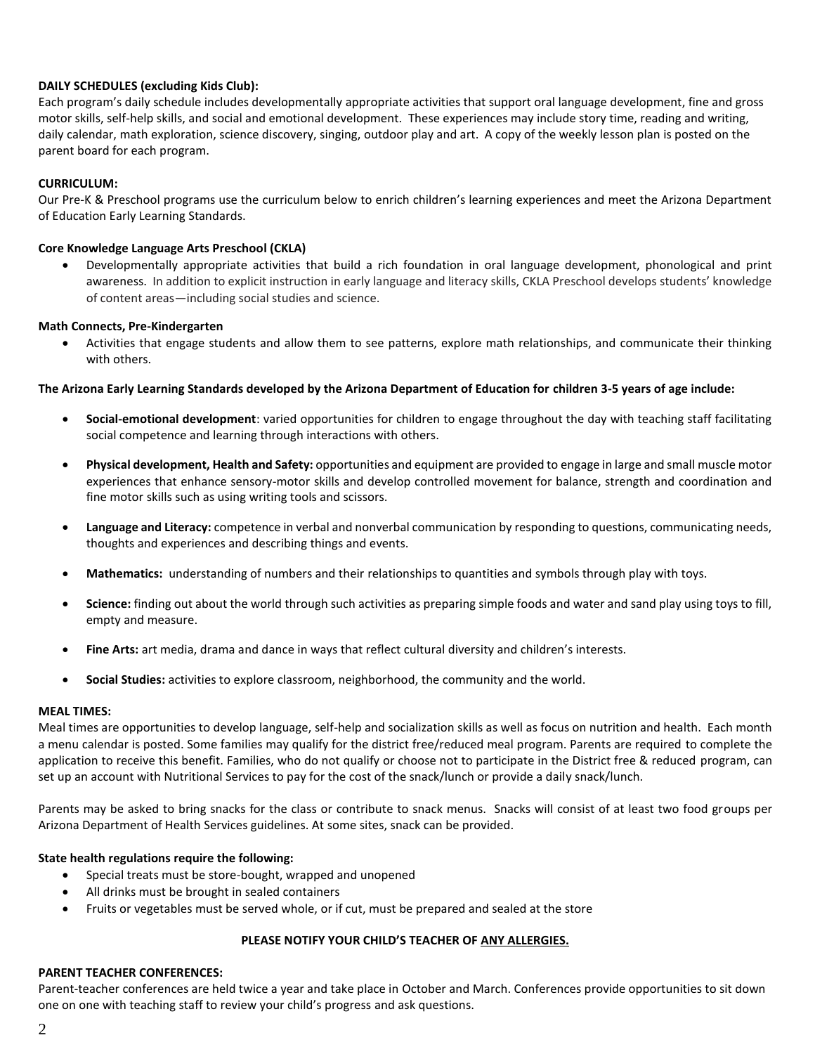**DAILY SCHEDULES (excluding Kids Club):**

Each program's daily schedule includes developmentally appropriate activities that support oral language development, fine and gross motor skills, self-help skills, and social and emotional development. These experiences may include story time, reading and writing, daily calendar, math exploration, science discovery, singing, outdoor play and art. A copy of the weekly lesson plan is posted on the parent board for each program.

**CURRICULUM:**

Our Pre-K & Preschool programs use the curriculum below to enrich children's learning experiences and meet the Arizona Department of Education Early Learning Standards.

**Core Knowledge Language Arts Preschool (CKLA)**

- Developmentally appropriate activities that build a rich foundation in oral language development, phonological and print awareness. In addition to explicit instruction in early language and literacy skills, CKLA Preschool develops students' knowledge of content areas—including social studies and science.

**Math Connects, Pre-Kindergarten**

- Activities that engage students and allow them to see patterns, explore math relationships, and communicate their thinking with others.

**The Arizona Early Learning Standards developed by the Arizona Department of Education for children 3-5 years of age include:**

- **Social-emotional development**: varied opportunities for children to engage throughout the day with teaching staff facilitating social competence and learning through interactions with others.
- **Physical development, Health and Safety:** opportunities and equipment are provided to engage in large and small muscle motor experiences that enhance sensory-motor skills and develop controlled movement for balance, strength and coordination and fine motor skills such as using writing tools and scissors.
- **Language and Literacy:** competence in verbal and nonverbal communication by responding to questions, communicating needs, thoughts and experiences and describing things and events.
- **Mathematics:** understanding of numbers and their relationships to quantities and symbols through play with toys.
- **Science:** finding out about the world through such activities as preparing simple foods and water and sand play using toys to fill, empty and measure.
- **Fine Arts:** art media, drama and dance in ways that reflect cultural diversity and children's interests.
- **Social Studies:** activities to explore classroom, neighborhood, the community and the world.

**MEAL TIMES:**

Meal times are opportunities to develop language, self-help and socialization skills as well as focus on nutrition and health. Each month a menu calendar is posted. Some families may qualify for the district free/reduced meal program. Parents are required to complete the application to receive this benefit. Families, who do not qualify or choose not to participate in the District free & reduced program, can set up an account with Nutritional Services to pay for the cost of the snack/lunch or provide a daily snack/lunch.

Parents may be asked to bring snacks for the class or contribute to snack menus. Snacks will consist of at least two food groups per Arizona Department of Health Services guidelines. At some sites, snack can be provided.

**State health regulations require the following:**

- Special treats must be store-bought, wrapped and unopened
- All drinks must be brought in sealed containers
- Fruits or vegetables must be served whole, or if cut, must be prepared and sealed at the store

**PLEASE NOTIFY YOUR CHILD'S TEACHER OF ANY ALLERGIES.**

**PARENT TEACHER CONFERENCES:**

Parent-teacher conferences are held twice a year and take place in October and March. Conferences provide opportunities to sit down one on one with teaching staff to review your child's progress and ask questions.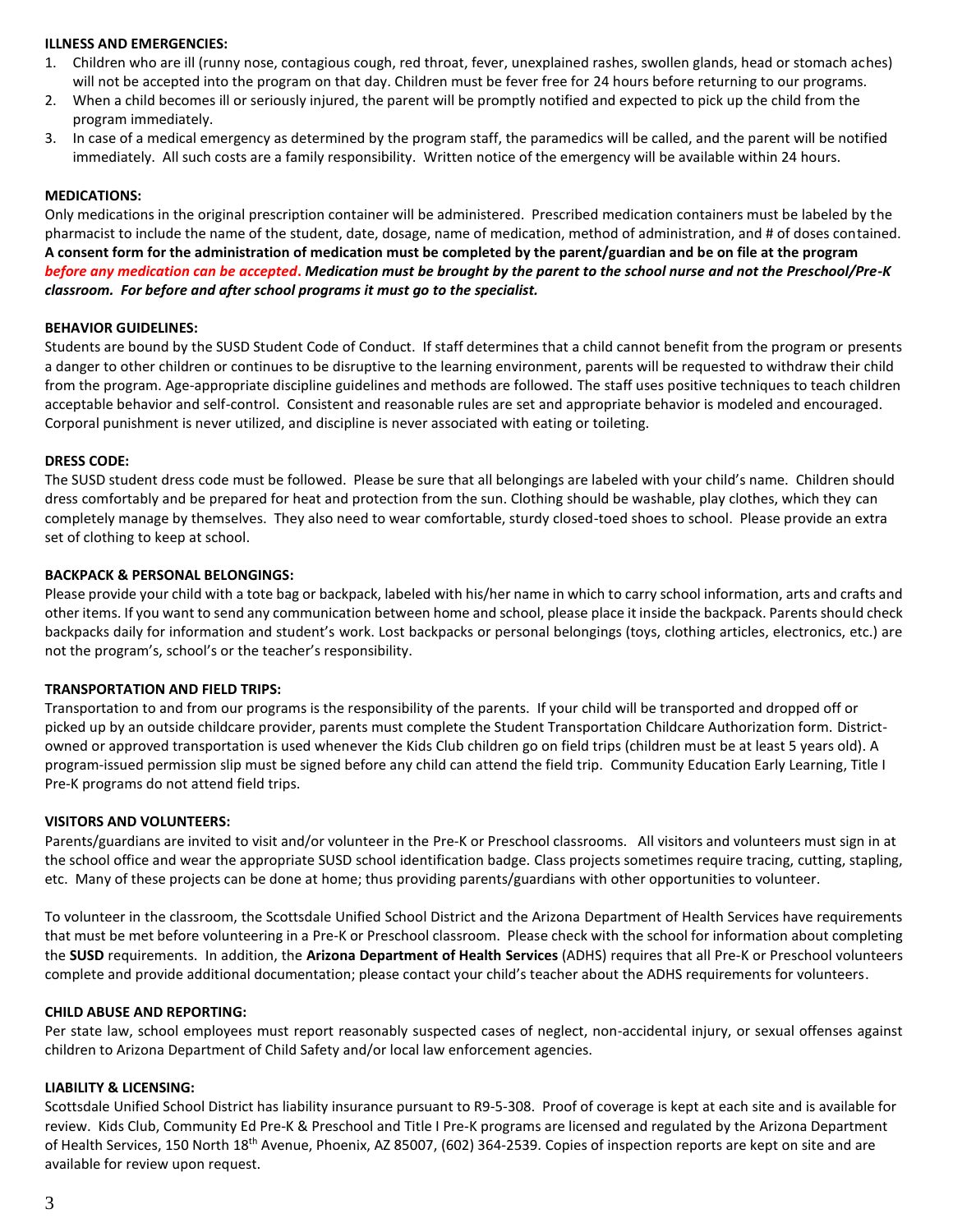**ILLNESS AND EMERGENCIES:**

1. Children who are ill (runny nose, contagious cough, red throat, fever, unexplained rashes, swollen glands, head or stomach aches) will not be accepted into the program on that day. Children must be fever free for 24 hours before returning to our programs.
2. When a child becomes ill or seriously injured, the parent will be promptly notified and expected to pick up the child from the program immediately.
3. In case of a medical emergency as determined by the program staff, the paramedics will be called, and the parent will be notified immediately. All such costs are a family responsibility. Written notice of the emergency will be available within 24 hours.

**MEDICATIONS:**

Only medications in the original prescription container will be administered. Prescribed medication containers must be labeled by the pharmacist to include the name of the student, date, dosage, name of medication, method of administration, and # of doses contained. **A consent form for the administration of medication must be completed by the parent/guardian and be on file at the program *before any medication can be accepted*. *Medication must be brought by the parent to the school nurse and not the Preschool/Pre-K classroom. For before and after school programs it must go to the specialist.***

**BEHAVIOR GUIDELINES:**

Students are bound by the SUSD Student Code of Conduct. If staff determines that a child cannot benefit from the program or presents a danger to other children or continues to be disruptive to the learning environment, parents will be requested to withdraw their child from the program. Age-appropriate discipline guidelines and methods are followed. The staff uses positive techniques to teach children acceptable behavior and self-control. Consistent and reasonable rules are set and appropriate behavior is modeled and encouraged. Corporal punishment is never utilized, and discipline is never associated with eating or toileting.

**DRESS CODE:**

The SUSD student dress code must be followed. Please be sure that all belongings are labeled with your child's name. Children should dress comfortably and be prepared for heat and protection from the sun. Clothing should be washable, play clothes, which they can completely manage by themselves. They also need to wear comfortable, sturdy closed-toed shoes to school. Please provide an extra set of clothing to keep at school.

**BACKPACK & PERSONAL BELONGINGS:**

Please provide your child with a tote bag or backpack, labeled with his/her name in which to carry school information, arts and crafts and other items. If you want to send any communication between home and school, please place it inside the backpack. Parents should check backpacks daily for information and student's work. Lost backpacks or personal belongings (toys, clothing articles, electronics, etc.) are not the program's, school's or the teacher's responsibility.

**TRANSPORTATION AND FIELD TRIPS:**

Transportation to and from our programs is the responsibility of the parents. If your child will be transported and dropped off or picked up by an outside childcare provider, parents must complete the Student Transportation Childcare Authorization form. District-owned or approved transportation is used whenever the Kids Club children go on field trips (children must be at least 5 years old). A program-issued permission slip must be signed before any child can attend the field trip. Community Education Early Learning, Title I Pre-K programs do not attend field trips.

**VISITORS AND VOLUNTEERS:**

Parents/guardians are invited to visit and/or volunteer in the Pre-K or Preschool classrooms. All visitors and volunteers must sign in at the school office and wear the appropriate SUSD school identification badge. Class projects sometimes require tracing, cutting, stapling, etc. Many of these projects can be done at home; thus providing parents/guardians with other opportunities to volunteer.

To volunteer in the classroom, the Scottsdale Unified School District and the Arizona Department of Health Services have requirements that must be met before volunteering in a Pre-K or Preschool classroom. Please check with the school for information about completing the **SUSD** requirements. In addition, the **Arizona Department of Health Services** (ADHS) requires that all Pre-K or Preschool volunteers complete and provide additional documentation; please contact your child's teacher about the ADHS requirements for volunteers.

**CHILD ABUSE AND REPORTING:**

Per state law, school employees must report reasonably suspected cases of neglect, non-accidental injury, or sexual offenses against children to Arizona Department of Child Safety and/or local law enforcement agencies.

**LIABILITY & LICENSING:**

Scottsdale Unified School District has liability insurance pursuant to R9-5-308. Proof of coverage is kept at each site and is available for review. Kids Club, Community Ed Pre-K & Preschool and Title I Pre-K programs are licensed and regulated by the Arizona Department of Health Services, 150 North 18th Avenue, Phoenix, AZ 85007, (602) 364-2539. Copies of inspection reports are kept on site and are available for review upon request.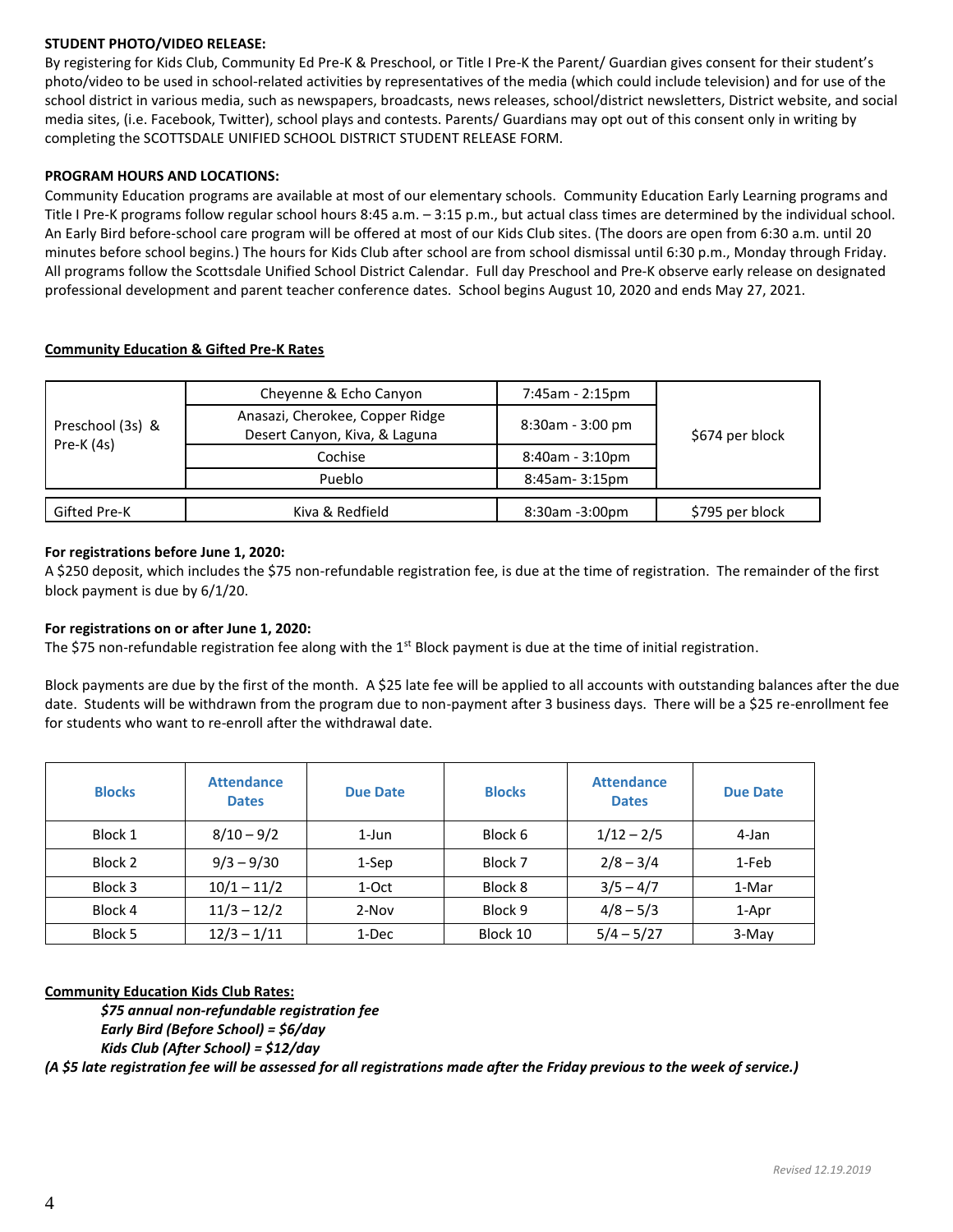**STUDENT PHOTO/VIDEO RELEASE:**
By registering for Kids Club, Community Ed Pre-K & Preschool, or Title I Pre-K the Parent/ Guardian gives consent for their student's photo/video to be used in school-related activities by representatives of the media (which could include television) and for use of the school district in various media, such as newspapers, broadcasts, news releases, school/district newsletters, District website, and social media sites, (i.e. Facebook, Twitter), school plays and contests. Parents/ Guardians may opt out of this consent only in writing by completing the SCOTTSDALE UNIFIED SCHOOL DISTRICT STUDENT RELEASE FORM.

**PROGRAM HOURS AND LOCATIONS:**
Community Education programs are available at most of our elementary schools. Community Education Early Learning programs and Title I Pre-K programs follow regular school hours 8:45 a.m. – 3:15 p.m., but actual class times are determined by the individual school. An Early Bird before-school care program will be offered at most of our Kids Club sites. (The doors are open from 6:30 a.m. until 20 minutes before school begins.) The hours for Kids Club after school are from school dismissal until 6:30 p.m., Monday through Friday. All programs follow the Scottsdale Unified School District Calendar. Full day Preschool and Pre-K observe early release on designated professional development and parent teacher conference dates. School begins August 10, 2020 and ends May 27, 2021.

**Community Education & Gifted Pre-K Rates**

| | | | |
|---|---|---|---|
| Preschool (3s) & Pre-K (4s) | Cheyenne & Echo Canyon | 7:45am - 2:15pm | $674 per block |
| | Anasazi, Cherokee, Copper Ridge Desert Canyon, Kiva, & Laguna | 8:30am - 3:00 pm | |
| | Cochise | 8:40am - 3:10pm | |
| | Pueblo | 8:45am- 3:15pm | |
| Gifted Pre-K | Kiva & Redfield | 8:30am -3:00pm | $795 per block |

**For registrations before June 1, 2020:**
A $250 deposit, which includes the $75 non-refundable registration fee, is due at the time of registration. The remainder of the first block payment is due by 6/1/20.

**For registrations on or after June 1, 2020:**
The $75 non-refundable registration fee along with the 1st Block payment is due at the time of initial registration.

Block payments are due by the first of the month. A $25 late fee will be applied to all accounts with outstanding balances after the due date. Students will be withdrawn from the program due to non-payment after 3 business days. There will be a $25 re-enrollment fee for students who want to re-enroll after the withdrawal date.

| Blocks | Attendance Dates | Due Date | Blocks | Attendance Dates | Due Date |
|---|---|---|---|---|---|
| Block 1 | 8/10 – 9/2 | 1-Jun | Block 6 | 1/12 – 2/5 | 4-Jan |
| Block 2 | 9/3 – 9/30 | 1-Sep | Block 7 | 2/8 – 3/4 | 1-Feb |
| Block 3 | 10/1 – 11/2 | 1-Oct | Block 8 | 3/5 – 4/7 | 1-Mar |
| Block 4 | 11/3 – 12/2 | 2-Nov | Block 9 | 4/8 – 5/3 | 1-Apr |
| Block 5 | 12/3 – 1/11 | 1-Dec | Block 10 | 5/4 – 5/27 | 3-May |

**Community Education Kids Club Rates:**

***$75 annual non-refundable registration fee***
***Early Bird (Before School) = $6/day***
***Kids Club (After School) = $12/day***

***(A $5 late registration fee will be assessed for all registrations made after the Friday previous to the week of service.)***

*Revised 12.19.2019*